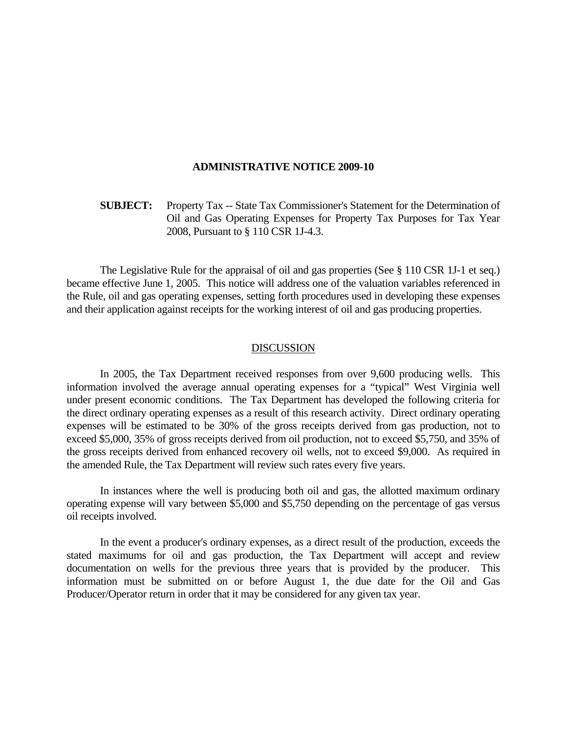# ADMINISTRATIVE NOTICE 2009-10

**SUBJECT:** Property Tax -- State Tax Commissioner's Statement for the Determination of Oil and Gas Operating Expenses for Property Tax Purposes for Tax Year 2008, Pursuant to § 110 CSR 1J-4.3.

The Legislative Rule for the appraisal of oil and gas properties (See § 110 CSR 1J-1 et seq.) became effective June 1, 2005. This notice will address one of the valuation variables referenced in the Rule, oil and gas operating expenses, setting forth procedures used in developing these expenses and their application against receipts for the working interest of oil and gas producing properties.

## DISCUSSION

In 2005, the Tax Department received responses from over 9,600 producing wells. This information involved the average annual operating expenses for a "typical" West Virginia well under present economic conditions. The Tax Department has developed the following criteria for the direct ordinary operating expenses as a result of this research activity. Direct ordinary operating expenses will be estimated to be 30% of the gross receipts derived from gas production, not to exceed $5,000, 35% of gross receipts derived from oil production, not to exceed $5,750, and 35% of the gross receipts derived from enhanced recovery oil wells, not to exceed $9,000. As required in the amended Rule, the Tax Department will review such rates every five years.

In instances where the well is producing both oil and gas, the allotted maximum ordinary operating expense will vary between $5,000 and $5,750 depending on the percentage of gas versus oil receipts involved.

In the event a producer's ordinary expenses, as a direct result of the production, exceeds the stated maximums for oil and gas production, the Tax Department will accept and review documentation on wells for the previous three years that is provided by the producer. This information must be submitted on or before August 1, the due date for the Oil and Gas Producer/Operator return in order that it may be considered for any given tax year.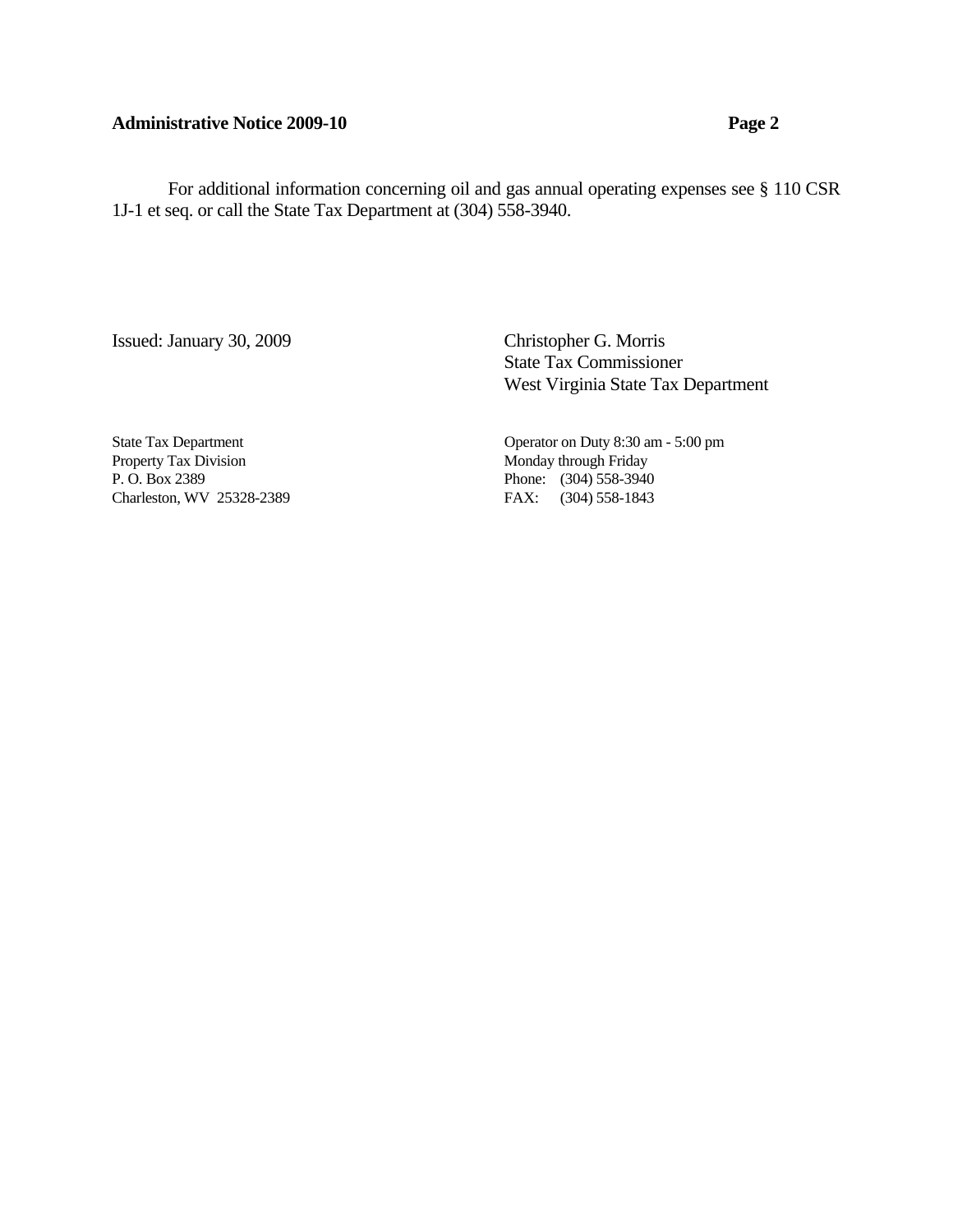For additional information concerning oil and gas annual operating expenses see § 110 CSR 1J-1 et seq. or call the State Tax Department at (304) 558-3940.

Issued: January 30, 2009

Christopher G. Morris
State Tax Commissioner
West Virginia State Tax Department

State Tax Department
Property Tax Division
P. O. Box 2389
Charleston, WV 25328-2389

Operator on Duty 8:30 am - 5:00 pm
Monday through Friday
Phone: (304) 558-3940
FAX: (304) 558-1843